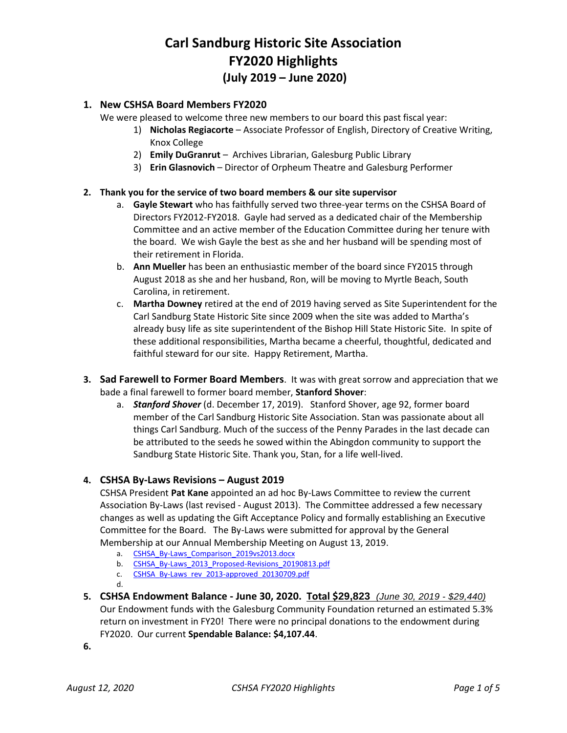# Carl Sandburg Historic Site Association
# FY2020 Highlights
# (July 2019 – June 2020)

1. **New CSHSA Board Members FY2020**

   We were pleased to welcome three new members to our board this past fiscal year:

   1) **Nicholas Regiacorte** – Associate Professor of English, Directory of Creative Writing, Knox College
   2) **Emily DuGranrut** – Archives Librarian, Galesburg Public Library
   3) **Erin Glasnovich** – Director of Orpheum Theatre and Galesburg Performer

2. **Thank you for the service of two board members & our site supervisor**

   a. **Gayle Stewart** who has faithfully served two three-year terms on the CSHSA Board of Directors FY2012-FY2018. Gayle had served as a dedicated chair of the Membership Committee and an active member of the Education Committee during her tenure with the board. We wish Gayle the best as she and her husband will be spending most of their retirement in Florida.

   b. **Ann Mueller** has been an enthusiastic member of the board since FY2015 through August 2018 as she and her husband, Ron, will be moving to Myrtle Beach, South Carolina, in retirement.

   c. **Martha Downey** retired at the end of 2019 having served as Site Superintendent for the Carl Sandburg State Historic Site since 2009 when the site was added to Martha's already busy life as site superintendent of the Bishop Hill State Historic Site. In spite of these additional responsibilities, Martha became a cheerful, thoughtful, dedicated and faithful steward for our site. Happy Retirement, Martha.

3. **Sad Farewell to Former Board Members**. It was with great sorrow and appreciation that we bade a final farewell to former board member, **Stanford Shover**:

   a. ***Stanford Shover*** (d. December 17, 2019). Stanford Shover, age 92, former board member of the Carl Sandburg Historic Site Association. Stan was passionate about all things Carl Sandburg. Much of the success of the Penny Parades in the last decade can be attributed to the seeds he sowed within the Abingdon community to support the Sandburg State Historic Site. Thank you, Stan, for a life well-lived.

4. **CSHSA By-Laws Revisions – August 2019**

   CSHSA President **Pat Kane** appointed an ad hoc By-Laws Committee to review the current Association By-Laws (last revised - August 2013). The Committee addressed a few necessary changes as well as updating the Gift Acceptance Policy and formally establishing an Executive Committee for the Board. The By-Laws were submitted for approval by the General Membership at our Annual Membership Meeting on August 13, 2019.

   a. CSHSA_By-Laws_Comparison_2019vs2013.docx
   b. CSHSA_By-Laws_2013_Proposed-Revisions_20190813.pdf
   c. CSHSA_By-Laws_rev_2013-approved_20130709.pdf
   d.

5. **CSHSA Endowment Balance - June 30, 2020. <u>Total $29,823</u>** *(June 30, 2019 - $29,440)*

   Our Endowment funds with the Galesburg Community Foundation returned an estimated 5.3% return on investment in FY20! There were no principal donations to the endowment during FY2020. Our current **Spendable Balance: $4,107.44**.

6.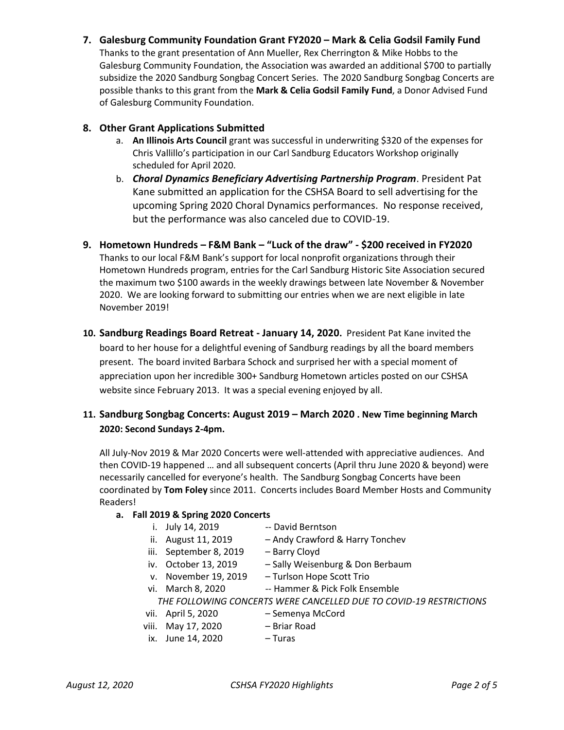## 7. Galesburg Community Foundation Grant FY2020 – Mark & Celia Godsil Family Fund

Thanks to the grant presentation of Ann Mueller, Rex Cherrington & Mike Hobbs to the Galesburg Community Foundation, the Association was awarded an additional $700 to partially subsidize the 2020 Sandburg Songbag Concert Series. The 2020 Sandburg Songbag Concerts are possible thanks to this grant from the **Mark & Celia Godsil Family Fund**, a Donor Advised Fund of Galesburg Community Foundation.

## 8. Other Grant Applications Submitted

a. **An Illinois Arts Council** grant was successful in underwriting $320 of the expenses for Chris Vallillo's participation in our Carl Sandburg Educators Workshop originally scheduled for April 2020.

b. ***Choral Dynamics Beneficiary Advertising Partnership Program***. President Pat Kane submitted an application for the CSHSA Board to sell advertising for the upcoming Spring 2020 Choral Dynamics performances. No response received, but the performance was also canceled due to COVID-19.

## 9. Hometown Hundreds – F&M Bank – "Luck of the draw" - $200 received in FY2020

Thanks to our local F&M Bank's support for local nonprofit organizations through their Hometown Hundreds program, entries for the Carl Sandburg Historic Site Association secured the maximum two $100 awards in the weekly drawings between late November & November 2020. We are looking forward to submitting our entries when we are next eligible in late November 2019!

## 10. Sandburg Readings Board Retreat - January 14, 2020.

President Pat Kane invited the board to her house for a delightful evening of Sandburg readings by all the board members present. The board invited Barbara Schock and surprised her with a special moment of appreciation upon her incredible 300+ Sandburg Hometown articles posted on our CSHSA website since February 2013. It was a special evening enjoyed by all.

## 11. Sandburg Songbag Concerts: August 2019 – March 2020 . New Time beginning March 2020: Second Sundays 2-4pm.

All July-Nov 2019 & Mar 2020 Concerts were well-attended with appreciative audiences. And then COVID-19 happened … and all subsequent concerts (April thru June 2020 & beyond) were necessarily cancelled for everyone's health. The Sandburg Songbag Concerts have been coordinated by **Tom Foley** since 2011. Concerts includes Board Member Hosts and Community Readers!

**a. Fall 2019 & Spring 2020 Concerts**

i. July 14, 2019 -- David Berntson
ii. August 11, 2019 – Andy Crawford & Harry Tonchev
iii. September 8, 2019 – Barry Cloyd
iv. October 13, 2019 – Sally Weisenburg & Don Berbaum
v. November 19, 2019 – Turlson Hope Scott Trio
vi. March 8, 2020 -- Hammer & Pick Folk Ensemble

*THE FOLLOWING CONCERTS WERE CANCELLED DUE TO COVID-19 RESTRICTIONS*

vii. April 5, 2020 – Semenya McCord
viii. May 17, 2020 – Briar Road
ix. June 14, 2020 – Turas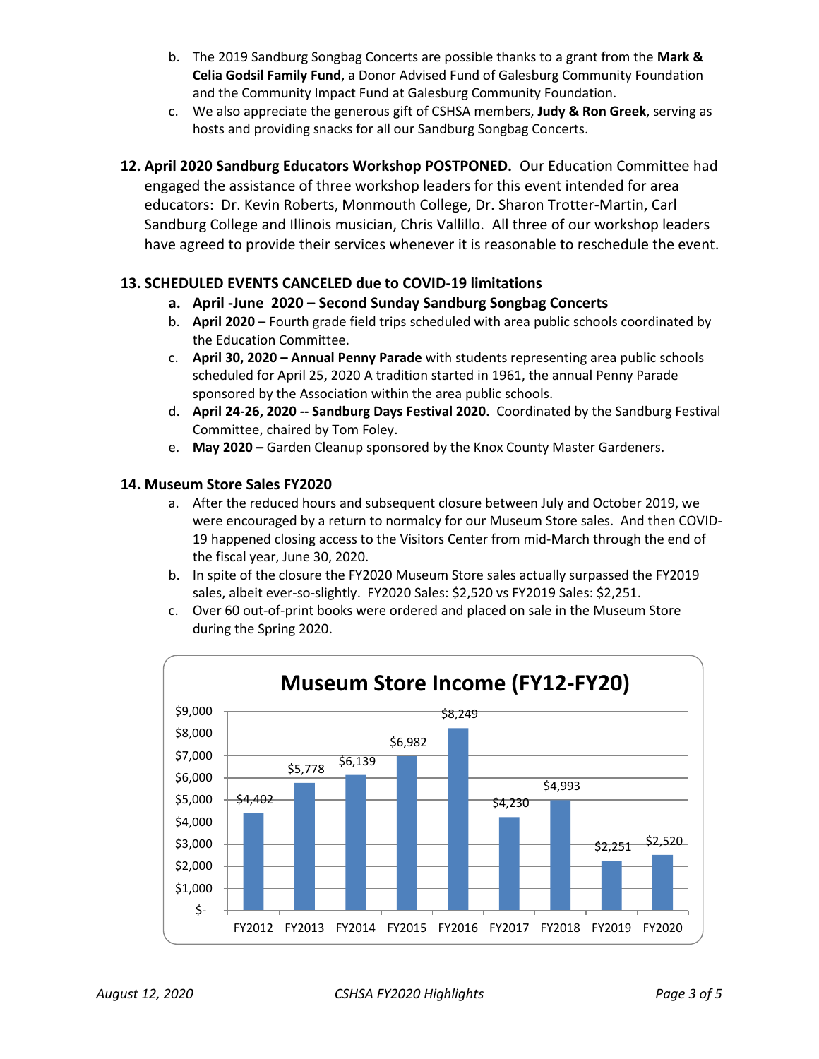b. The 2019 Sandburg Songbag Concerts are possible thanks to a grant from the **Mark & Celia Godsil Family Fund**, a Donor Advised Fund of Galesburg Community Foundation and the Community Impact Fund at Galesburg Community Foundation.

c. We also appreciate the generous gift of CSHSA members, **Judy & Ron Greek**, serving as hosts and providing snacks for all our Sandburg Songbag Concerts.

**12. April 2020 Sandburg Educators Workshop POSTPONED.** Our Education Committee had engaged the assistance of three workshop leaders for this event intended for area educators: Dr. Kevin Roberts, Monmouth College, Dr. Sharon Trotter-Martin, Carl Sandburg College and Illinois musician, Chris Vallillo. All three of our workshop leaders have agreed to provide their services whenever it is reasonable to reschedule the event.

**13. SCHEDULED EVENTS CANCELED due to COVID-19 limitations**

a. **April -June 2020 – Second Sunday Sandburg Songbag Concerts**

b. **April 2020** – Fourth grade field trips scheduled with area public schools coordinated by the Education Committee.

c. **April 30, 2020 – Annual Penny Parade** with students representing area public schools scheduled for April 25, 2020 A tradition started in 1961, the annual Penny Parade sponsored by the Association within the area public schools.

d. **April 24-26, 2020 -- Sandburg Days Festival 2020.** Coordinated by the Sandburg Festival Committee, chaired by Tom Foley.

e. **May 2020 –** Garden Cleanup sponsored by the Knox County Master Gardeners.

**14. Museum Store Sales FY2020**

a. After the reduced hours and subsequent closure between July and October 2019, we were encouraged by a return to normalcy for our Museum Store sales. And then COVID-19 happened closing access to the Visitors Center from mid-March through the end of the fiscal year, June 30, 2020.

b. In spite of the closure the FY2020 Museum Store sales actually surpassed the FY2019 sales, albeit ever-so-slightly. FY2020 Sales: $2,520 vs FY2019 Sales: $2,251.

c. Over 60 out-of-print books were ordered and placed on sale in the Museum Store during the Spring 2020.

**Museum Store Income (FY12-FY20)**

| FY2012 | FY2013 | FY2014 | FY2015 | FY2016 | FY2017 | FY2018 | FY2019 | FY2020 |
|---|---|---|---|---|---|---|---|---|
| $4,402 | $5,778 | $6,139 | $6,982 | $8,249 | $4,230 | $4,993 | $2,251 | $2,520 |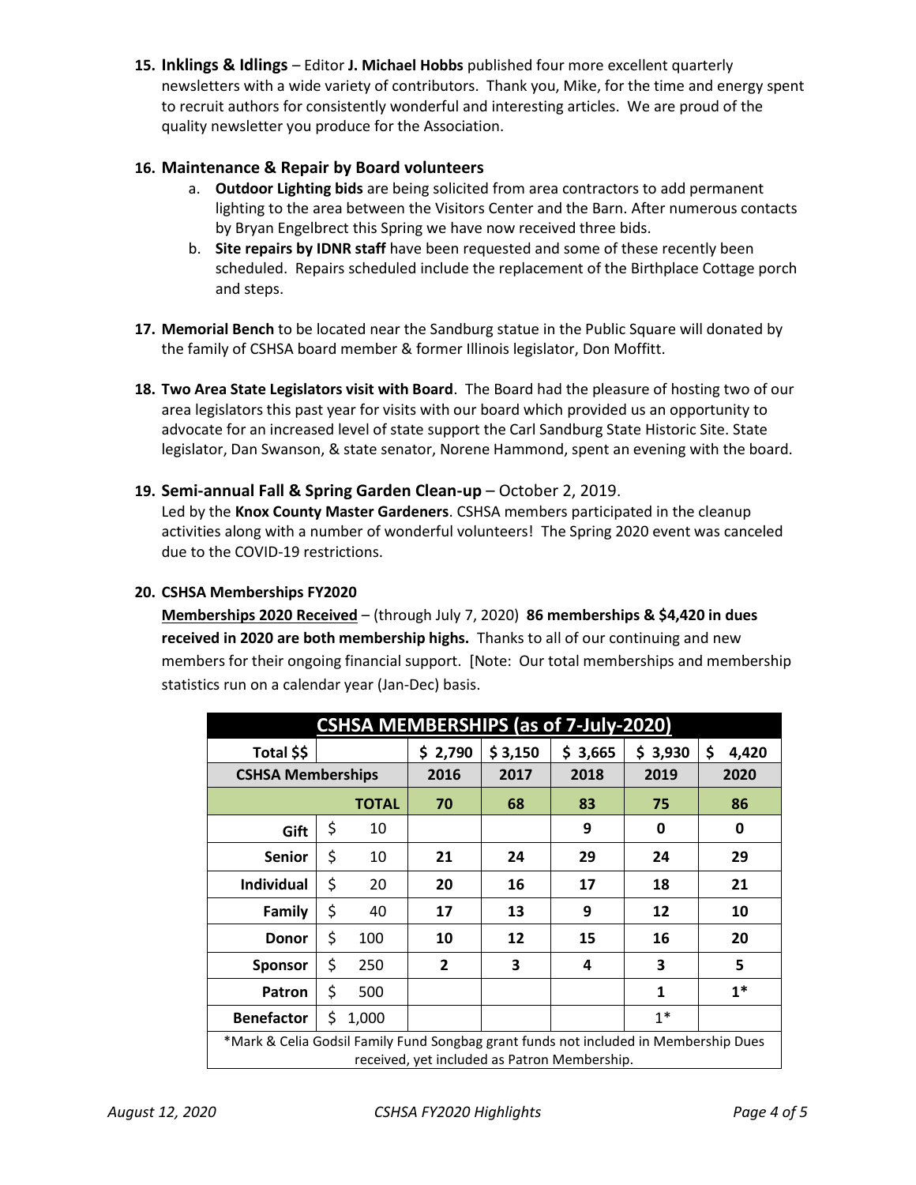15. **Inklings & Idlings** – Editor **J. Michael Hobbs** published four more excellent quarterly newsletters with a wide variety of contributors. Thank you, Mike, for the time and energy spent to recruit authors for consistently wonderful and interesting articles. We are proud of the quality newsletter you produce for the Association.

16. **Maintenance & Repair by Board volunteers**
    a. **Outdoor Lighting bids** are being solicited from area contractors to add permanent lighting to the area between the Visitors Center and the Barn. After numerous contacts by Bryan Engelbrect this Spring we have now received three bids.
    b. **Site repairs by IDNR staff** have been requested and some of these recently been scheduled. Repairs scheduled include the replacement of the Birthplace Cottage porch and steps.

17. **Memorial Bench** to be located near the Sandburg statue in the Public Square will donated by the family of CSHSA board member & former Illinois legislator, Don Moffitt.

18. **Two Area State Legislators visit with Board**. The Board had the pleasure of hosting two of our area legislators this past year for visits with our board which provided us an opportunity to advocate for an increased level of state support the Carl Sandburg State Historic Site. State legislator, Dan Swanson, & state senator, Norene Hammond, spent an evening with the board.

19. **Semi-annual Fall & Spring Garden Clean-up** – October 2, 2019.
    Led by the **Knox County Master Gardeners**. CSHSA members participated in the cleanup activities along with a number of wonderful volunteers! The Spring 2020 event was canceled due to the COVID-19 restrictions.

20. **CSHSA Memberships FY2020**
    **Memberships 2020 Received** – (through July 7, 2020) **86 memberships & $4,420 in dues received in 2020 are both membership highs.** Thanks to all of our continuing and new members for their ongoing financial support. [Note: Our total memberships and membership statistics run on a calendar year (Jan-Dec) basis.

| CSHSA MEMBERSHIPS (as of 7-July-2020) | | | | | | |
|---|---|---|---|---|---|---|
| Total $$ | | $ 2,790 | $ 3,150 | $ 3,665 | $ 3,930 | $ 4,420 |
| CSHSA Memberships | | 2016 | 2017 | 2018 | 2019 | 2020 |
| | TOTAL | 70 | 68 | 83 | 75 | 86 |
| Gift | $ 10 | | | 9 | 0 | 0 |
| Senior | $ 10 | 21 | 24 | 29 | 24 | 29 |
| Individual | $ 20 | 20 | 16 | 17 | 18 | 21 |
| Family | $ 40 | 17 | 13 | 9 | 12 | 10 |
| Donor | $ 100 | 10 | 12 | 15 | 16 | 20 |
| Sponsor | $ 250 | 2 | 3 | 4 | 3 | 5 |
| Patron | $ 500 | | | | 1 | 1* |
| Benefactor | $ 1,000 | | | | 1* | |

*Mark & Celia Godsil Family Fund Songbag grant funds not included in Membership Dues received, yet included as Patron Membership.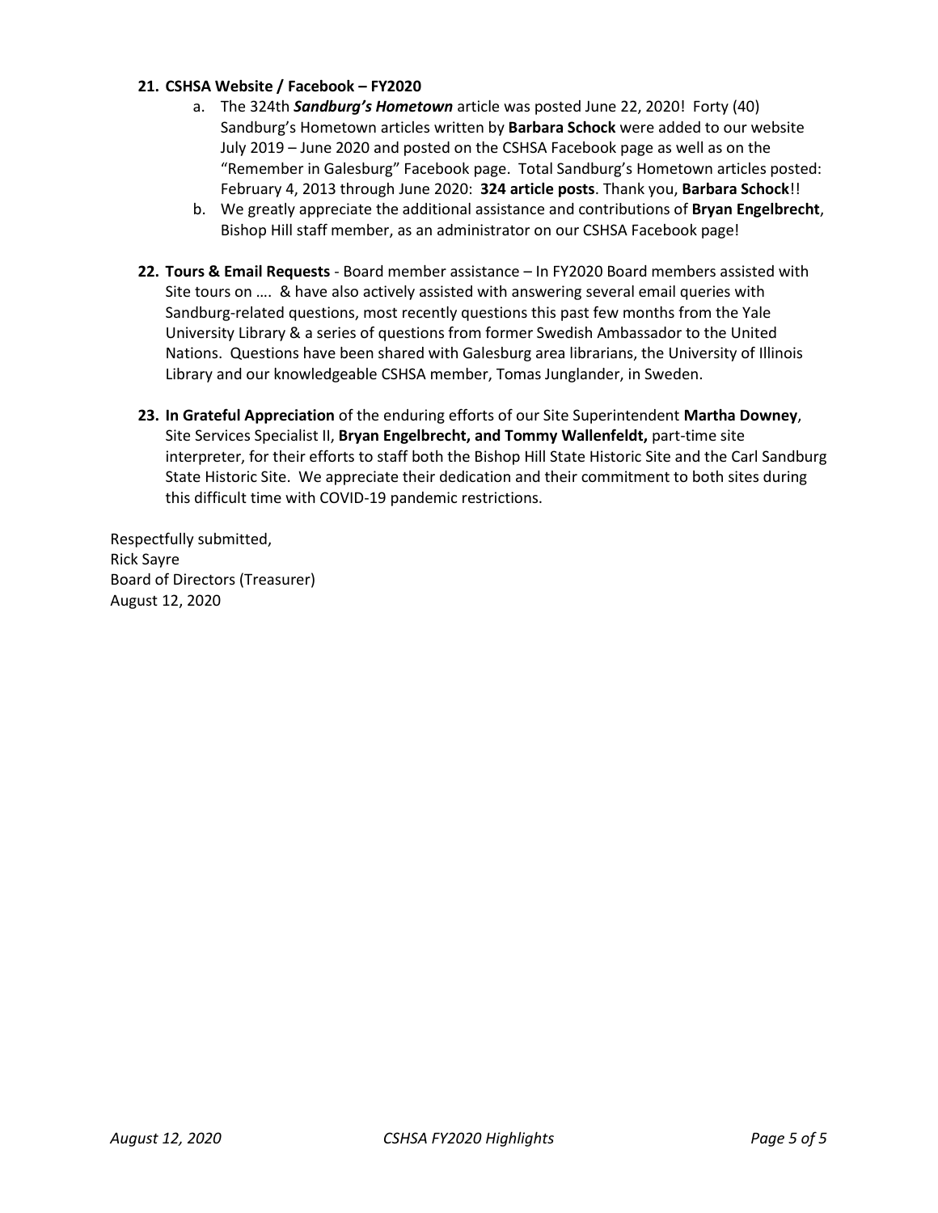21. **CSHSA Website / Facebook – FY2020**
    a. The 324th ***Sandburg's Hometown*** article was posted June 22, 2020! Forty (40) Sandburg's Hometown articles written by **Barbara Schock** were added to our website July 2019 – June 2020 and posted on the CSHSA Facebook page as well as on the "Remember in Galesburg" Facebook page. Total Sandburg's Hometown articles posted: February 4, 2013 through June 2020: **324 article posts**. Thank you, **Barbara Schock**!!
    b. We greatly appreciate the additional assistance and contributions of **Bryan Engelbrecht**, Bishop Hill staff member, as an administrator on our CSHSA Facebook page!

22. **Tours & Email Requests** - Board member assistance – In FY2020 Board members assisted with Site tours on …. & have also actively assisted with answering several email queries with Sandburg-related questions, most recently questions this past few months from the Yale University Library & a series of questions from former Swedish Ambassador to the United Nations. Questions have been shared with Galesburg area librarians, the University of Illinois Library and our knowledgeable CSHSA member, Tomas Junglander, in Sweden.

23. **In Grateful Appreciation** of the enduring efforts of our Site Superintendent **Martha Downey**, Site Services Specialist II, **Bryan Engelbrecht, and Tommy Wallenfeldt,** part-time site interpreter, for their efforts to staff both the Bishop Hill State Historic Site and the Carl Sandburg State Historic Site. We appreciate their dedication and their commitment to both sites during this difficult time with COVID-19 pandemic restrictions.

Respectfully submitted,
Rick Sayre
Board of Directors (Treasurer)
August 12, 2020